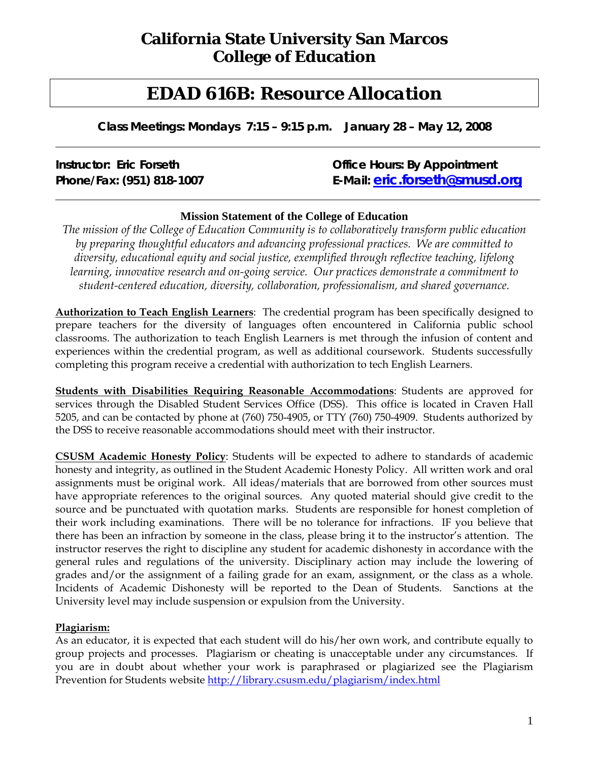# California State University San Marcos
# College of Education

## EDAD 616B: Resource Allocation

**Class Meetings: Mondays 7:15 – 9:15 p.m. January 28 – May 12, 2008**

**Instructor: Eric Forseth**
**Phone/Fax: (951) 818-1007**

**Office Hours: By Appointment**
**E-Mail: [eric.forseth@smusd.org](mailto:eric.forseth@smusd.org)**

**Mission Statement of the College of Education**

*The mission of the College of Education Community is to collaboratively transform public education by preparing thoughtful educators and advancing professional practices. We are committed to diversity, educational equity and social justice, exemplified through reflective teaching, lifelong learning, innovative research and on-going service. Our practices demonstrate a commitment to student-centered education, diversity, collaboration, professionalism, and shared governance.*

**Authorization to Teach English Learners**: The credential program has been specifically designed to prepare teachers for the diversity of languages often encountered in California public school classrooms. The authorization to teach English Learners is met through the infusion of content and experiences within the credential program, as well as additional coursework. Students successfully completing this program receive a credential with authorization to tech English Learners.

**Students with Disabilities Requiring Reasonable Accommodations**: Students are approved for services through the Disabled Student Services Office (DSS). This office is located in Craven Hall 5205, and can be contacted by phone at (760) 750-4905, or TTY (760) 750-4909. Students authorized by the DSS to receive reasonable accommodations should meet with their instructor.

**CSUSM Academic Honesty Policy**: Students will be expected to adhere to standards of academic honesty and integrity, as outlined in the Student Academic Honesty Policy. All written work and oral assignments must be original work. All ideas/materials that are borrowed from other sources must have appropriate references to the original sources. Any quoted material should give credit to the source and be punctuated with quotation marks. Students are responsible for honest completion of their work including examinations. There will be no tolerance for infractions. IF you believe that there has been an infraction by someone in the class, please bring it to the instructor's attention. The instructor reserves the right to discipline any student for academic dishonesty in accordance with the general rules and regulations of the university. Disciplinary action may include the lowering of grades and/or the assignment of a failing grade for an exam, assignment, or the class as a whole. Incidents of Academic Dishonesty will be reported to the Dean of Students. Sanctions at the University level may include suspension or expulsion from the University.

**Plagiarism:**

As an educator, it is expected that each student will do his/her own work, and contribute equally to group projects and processes. Plagiarism or cheating is unacceptable under any circumstances. If you are in doubt about whether your work is paraphrased or plagiarized see the Plagiarism Prevention for Students website [http://library.csusm.edu/plagiarism/index.html](http://library.csusm.edu/plagiarism/index.html)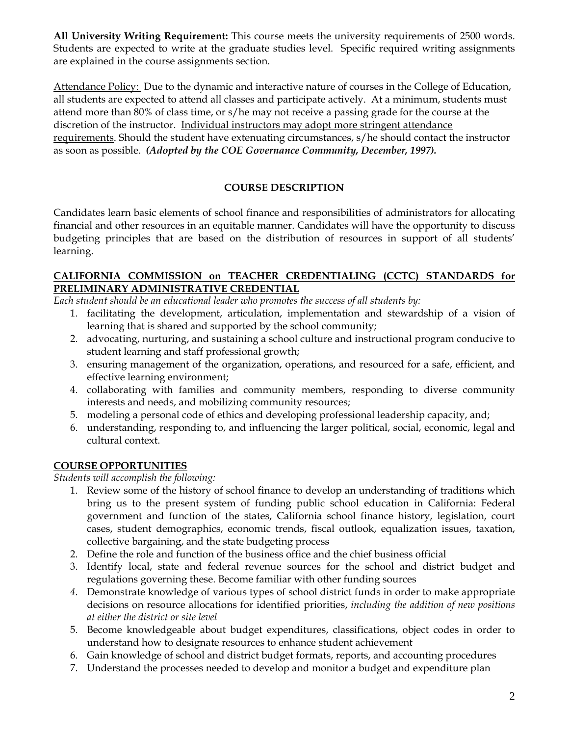**All University Writing Requirement:** This course meets the university requirements of 2500 words. Students are expected to write at the graduate studies level. Specific required writing assignments are explained in the course assignments section.

Attendance Policy: Due to the dynamic and interactive nature of courses in the College of Education, all students are expected to attend all classes and participate actively. At a minimum, students must attend more than 80% of class time, or s/he may not receive a passing grade for the course at the discretion of the instructor. Individual instructors may adopt more stringent attendance requirements. Should the student have extenuating circumstances, s/he should contact the instructor as soon as possible. ***(Adopted by the COE Governance Community, December, 1997).***

## COURSE DESCRIPTION

Candidates learn basic elements of school finance and responsibilities of administrators for allocating financial and other resources in an equitable manner. Candidates will have the opportunity to discuss budgeting principles that are based on the distribution of resources in support of all students' learning.

### CALIFORNIA COMMISSION on TEACHER CREDENTIALING (CCTC) STANDARDS for PRELIMINARY ADMINISTRATIVE CREDENTIAL

*Each student should be an educational leader who promotes the success of all students by:*

1. facilitating the development, articulation, implementation and stewardship of a vision of learning that is shared and supported by the school community;
2. advocating, nurturing, and sustaining a school culture and instructional program conducive to student learning and staff professional growth;
3. ensuring management of the organization, operations, and resourced for a safe, efficient, and effective learning environment;
4. collaborating with families and community members, responding to diverse community interests and needs, and mobilizing community resources;
5. modeling a personal code of ethics and developing professional leadership capacity, and;
6. understanding, responding to, and influencing the larger political, social, economic, legal and cultural context.

### COURSE OPPORTUNITIES

*Students will accomplish the following:*

1. Review some of the history of school finance to develop an understanding of traditions which bring us to the present system of funding public school education in California: Federal government and function of the states, California school finance history, legislation, court cases, student demographics, economic trends, fiscal outlook, equalization issues, taxation, collective bargaining, and the state budgeting process
2. Define the role and function of the business office and the chief business official
3. Identify local, state and federal revenue sources for the school and district budget and regulations governing these. Become familiar with other funding sources
4. Demonstrate knowledge of various types of school district funds in order to make appropriate decisions on resource allocations for identified priorities, *including the addition of new positions at either the district or site level*
5. Become knowledgeable about budget expenditures, classifications, object codes in order to understand how to designate resources to enhance student achievement
6. Gain knowledge of school and district budget formats, reports, and accounting procedures
7. Understand the processes needed to develop and monitor a budget and expenditure plan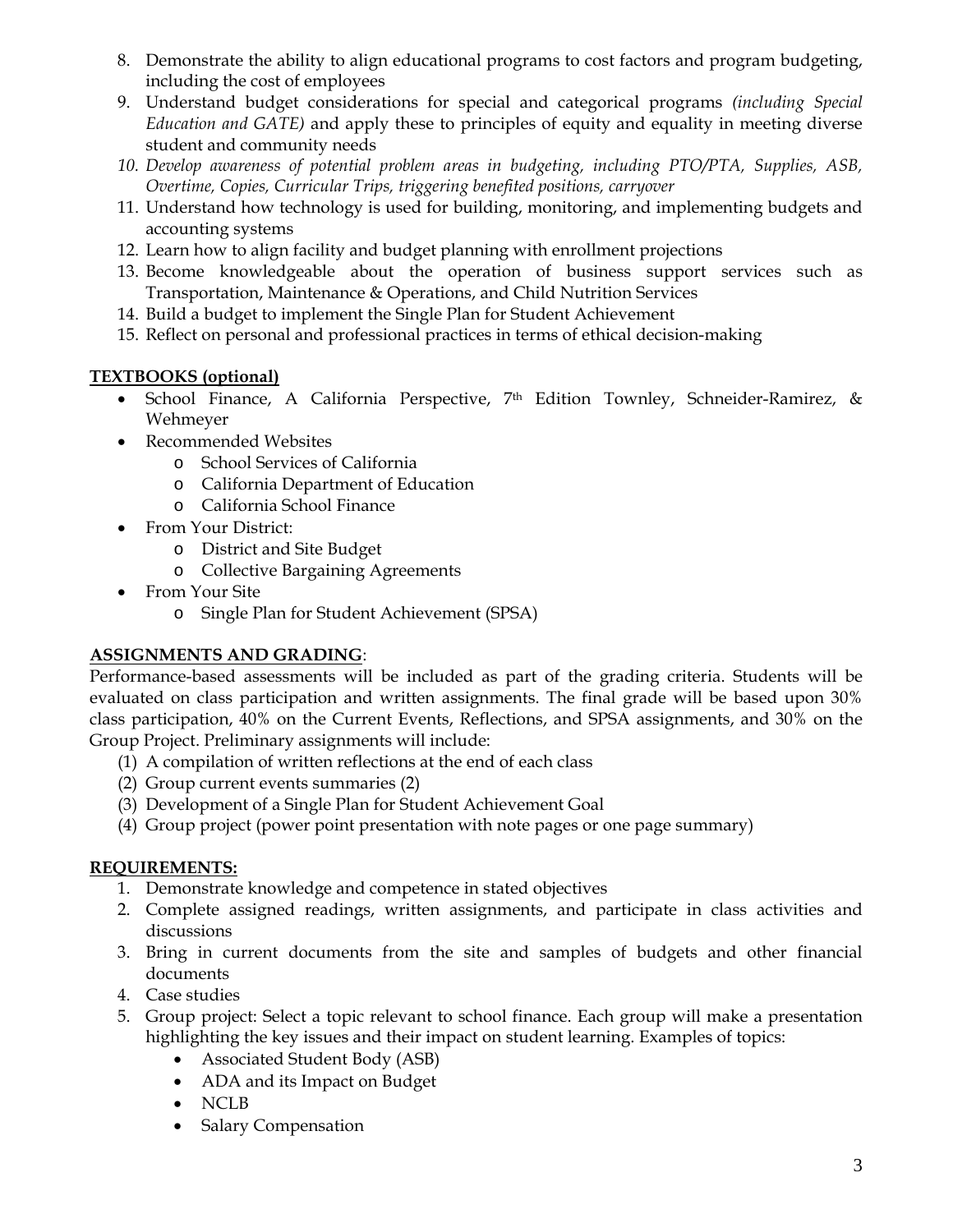8. Demonstrate the ability to align educational programs to cost factors and program budgeting, including the cost of employees
9. Understand budget considerations for special and categorical programs *(including Special Education and GATE)* and apply these to principles of equity and equality in meeting diverse student and community needs
10. *Develop awareness of potential problem areas in budgeting, including PTO/PTA, Supplies, ASB, Overtime, Copies, Curricular Trips, triggering benefited positions, carryover*
11. Understand how technology is used for building, monitoring, and implementing budgets and accounting systems
12. Learn how to align facility and budget planning with enrollment projections
13. Become knowledgeable about the operation of business support services such as Transportation, Maintenance & Operations, and Child Nutrition Services
14. Build a budget to implement the Single Plan for Student Achievement
15. Reflect on personal and professional practices in terms of ethical decision-making

**TEXTBOOKS (optional)**

- School Finance, A California Perspective, 7th Edition Townley, Schneider-Ramirez, & Wehmeyer
- Recommended Websites
  - School Services of California
  - California Department of Education
  - California School Finance
- From Your District:
  - District and Site Budget
  - Collective Bargaining Agreements
- From Your Site
  - Single Plan for Student Achievement (SPSA)

**ASSIGNMENTS AND GRADING**:

Performance-based assessments will be included as part of the grading criteria. Students will be evaluated on class participation and written assignments. The final grade will be based upon 30% class participation, 40% on the Current Events, Reflections, and SPSA assignments, and 30% on the Group Project. Preliminary assignments will include:

(1) A compilation of written reflections at the end of each class
(2) Group current events summaries (2)
(3) Development of a Single Plan for Student Achievement Goal
(4) Group project (power point presentation with note pages or one page summary)

**REQUIREMENTS:**

1. Demonstrate knowledge and competence in stated objectives
2. Complete assigned readings, written assignments, and participate in class activities and discussions
3. Bring in current documents from the site and samples of budgets and other financial documents
4. Case studies
5. Group project: Select a topic relevant to school finance. Each group will make a presentation highlighting the key issues and their impact on student learning. Examples of topics:
   - Associated Student Body (ASB)
   - ADA and its Impact on Budget
   - NCLB
   - Salary Compensation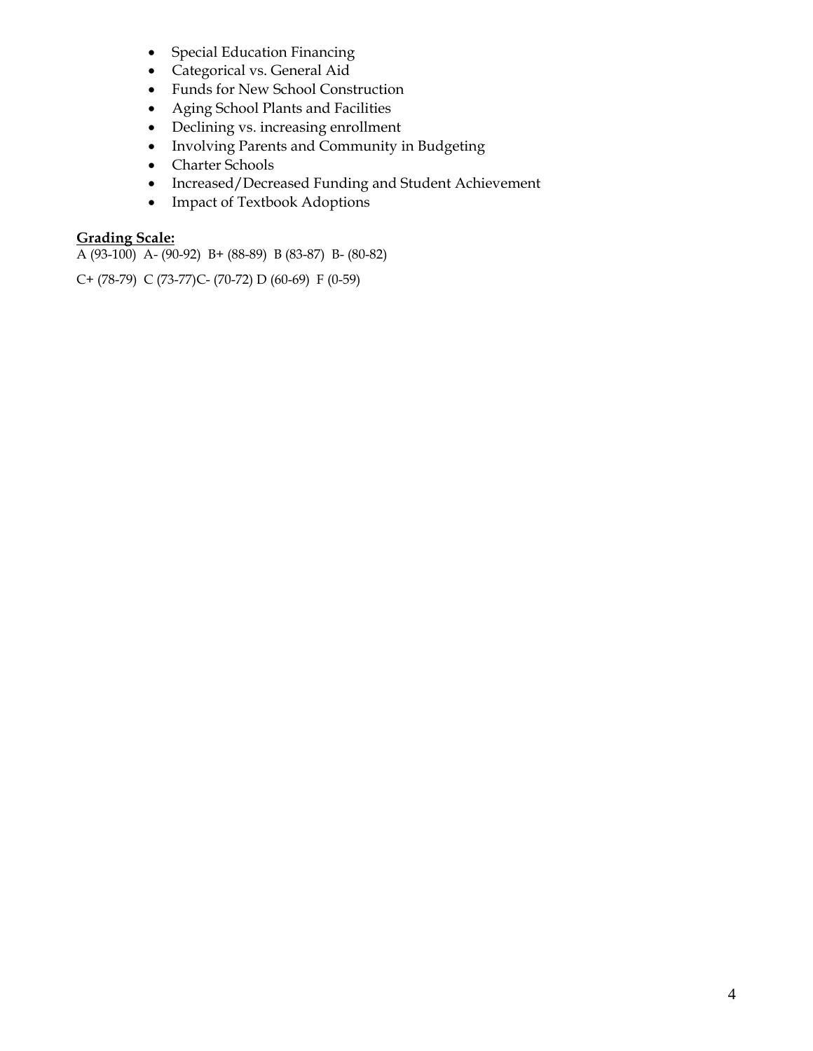- Special Education Financing
- Categorical vs. General Aid
- Funds for New School Construction
- Aging School Plants and Facilities
- Declining vs. increasing enrollment
- Involving Parents and Community in Budgeting
- Charter Schools
- Increased/Decreased Funding and Student Achievement
- Impact of Textbook Adoptions

**Grading Scale:**

A (93-100) A- (90-92) B+ (88-89) B (83-87) B- (80-82)

C+ (78-79) C (73-77)C- (70-72) D (60-69) F (0-59)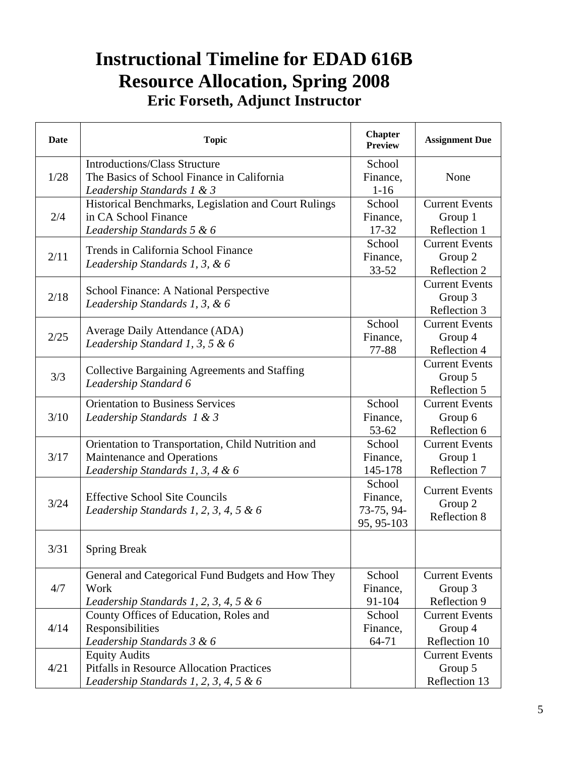# Instructional Timeline for EDAD 616B
# Resource Allocation, Spring 2008
### Eric Forseth, Adjunct Instructor

| Date | Topic | Chapter Preview | Assignment Due |
|---|---|---|---|
| 1/28 | Introductions/Class Structure<br>The Basics of School Finance in California<br>*Leadership Standards 1 & 3* | School Finance, 1-16 | None |
| 2/4 | Historical Benchmarks, Legislation and Court Rulings in CA School Finance<br>*Leadership Standards 5 & 6* | School Finance, 17-32 | Current Events Group 1<br>Reflection 1 |
| 2/11 | Trends in California School Finance<br>*Leadership Standards 1, 3, & 6* | School Finance, 33-52 | Current Events Group 2<br>Reflection 2 |
| 2/18 | School Finance: A National Perspective<br>*Leadership Standards 1, 3, & 6* | | Current Events Group 3<br>Reflection 3 |
| 2/25 | Average Daily Attendance (ADA)<br>*Leadership Standard 1, 3, 5 & 6* | School Finance, 77-88 | Current Events Group 4<br>Reflection 4 |
| 3/3 | Collective Bargaining Agreements and Staffing<br>*Leadership Standard 6* | | Current Events Group 5<br>Reflection 5 |
| 3/10 | Orientation to Business Services<br>*Leadership Standards 1 & 3* | School Finance, 53-62 | Current Events Group 6<br>Reflection 6 |
| 3/17 | Orientation to Transportation, Child Nutrition and Maintenance and Operations<br>*Leadership Standards 1, 3, 4 & 6* | School Finance, 145-178 | Current Events Group 1<br>Reflection 7 |
| 3/24 | Effective School Site Councils<br>*Leadership Standards 1, 2, 3, 4, 5 & 6* | School Finance, 73-75, 94-95, 95-103 | Current Events Group 2<br>Reflection 8 |
| 3/31 | Spring Break | | |
| 4/7 | General and Categorical Fund Budgets and How They Work<br>*Leadership Standards 1, 2, 3, 4, 5 & 6* | School Finance, 91-104 | Current Events Group 3<br>Reflection 9 |
| 4/14 | County Offices of Education, Roles and Responsibilities<br>*Leadership Standards 3 & 6* | School Finance, 64-71 | Current Events Group 4<br>Reflection 10 |
| 4/21 | Equity Audits<br>Pitfalls in Resource Allocation Practices<br>*Leadership Standards 1, 2, 3, 4, 5 & 6* | | Current Events Group 5<br>Reflection 13 |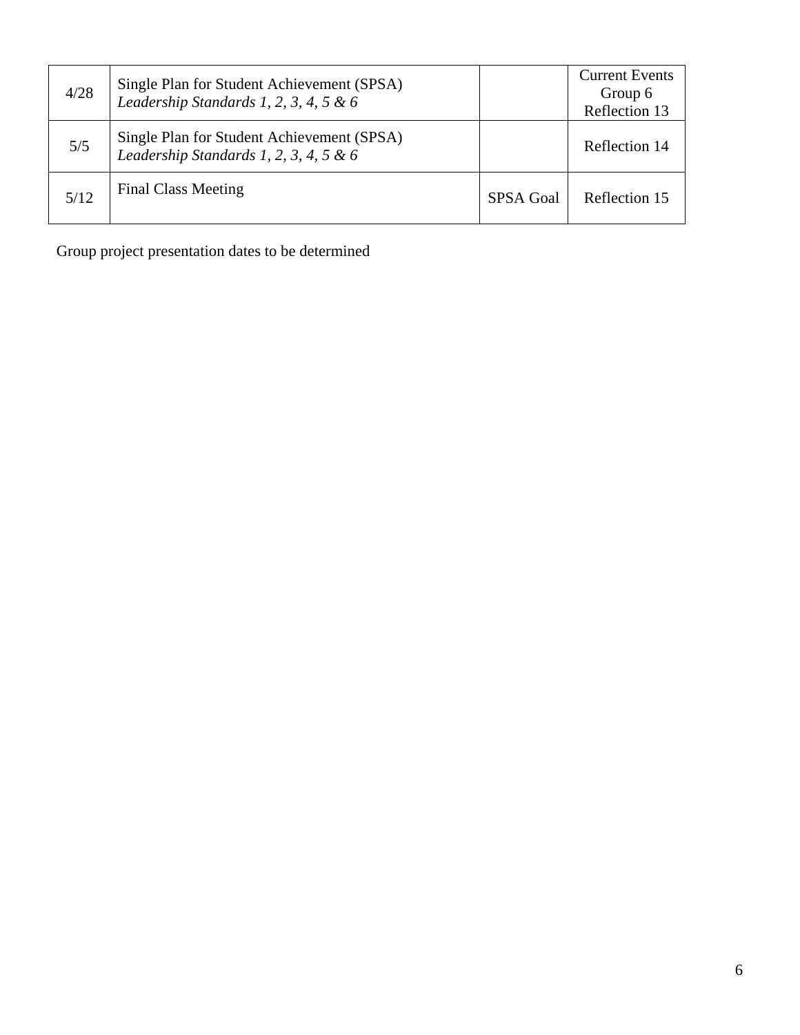| | | | |
|---|---|---|---|
| 4/28 | Single Plan for Student Achievement (SPSA)<br>*Leadership Standards 1, 2, 3, 4, 5 & 6* | | Current Events Group 6<br>Reflection 13 |
| 5/5 | Single Plan for Student Achievement (SPSA)<br>*Leadership Standards 1, 2, 3, 4, 5 & 6* | | Reflection 14 |
| 5/12 | Final Class Meeting | SPSA Goal | Reflection 15 |

Group project presentation dates to be determined